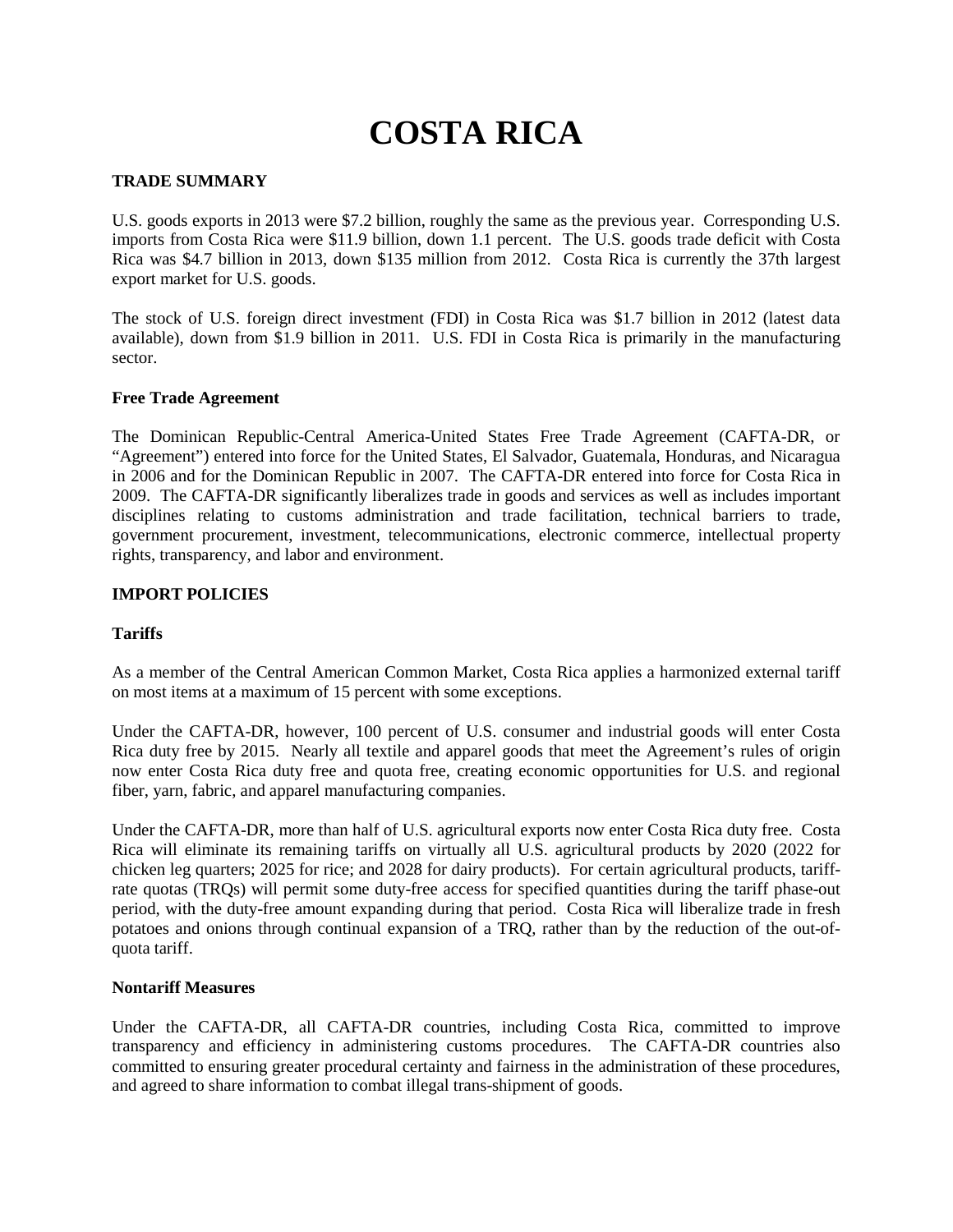# COSTA RICA

## TRADE SUMMARY

U.S. goods exports in 2013 were $7.2 billion, roughly the same as the previous year. Corresponding U.S. imports from Costa Rica were $11.9 billion, down 1.1 percent. The U.S. goods trade deficit with Costa Rica was $4.7 billion in 2013, down $135 million from 2012. Costa Rica is currently the 37th largest export market for U.S. goods.

The stock of U.S. foreign direct investment (FDI) in Costa Rica was $1.7 billion in 2012 (latest data available), down from $1.9 billion in 2011. U.S. FDI in Costa Rica is primarily in the manufacturing sector.

### Free Trade Agreement

The Dominican Republic-Central America-United States Free Trade Agreement (CAFTA-DR, or "Agreement") entered into force for the United States, El Salvador, Guatemala, Honduras, and Nicaragua in 2006 and for the Dominican Republic in 2007. The CAFTA-DR entered into force for Costa Rica in 2009. The CAFTA-DR significantly liberalizes trade in goods and services as well as includes important disciplines relating to customs administration and trade facilitation, technical barriers to trade, government procurement, investment, telecommunications, electronic commerce, intellectual property rights, transparency, and labor and environment.

## IMPORT POLICIES

### Tariffs

As a member of the Central American Common Market, Costa Rica applies a harmonized external tariff on most items at a maximum of 15 percent with some exceptions.

Under the CAFTA-DR, however, 100 percent of U.S. consumer and industrial goods will enter Costa Rica duty free by 2015. Nearly all textile and apparel goods that meet the Agreement's rules of origin now enter Costa Rica duty free and quota free, creating economic opportunities for U.S. and regional fiber, yarn, fabric, and apparel manufacturing companies.

Under the CAFTA-DR, more than half of U.S. agricultural exports now enter Costa Rica duty free. Costa Rica will eliminate its remaining tariffs on virtually all U.S. agricultural products by 2020 (2022 for chicken leg quarters; 2025 for rice; and 2028 for dairy products). For certain agricultural products, tariff-rate quotas (TRQs) will permit some duty-free access for specified quantities during the tariff phase-out period, with the duty-free amount expanding during that period. Costa Rica will liberalize trade in fresh potatoes and onions through continual expansion of a TRQ, rather than by the reduction of the out-of-quota tariff.

### Nontariff Measures

Under the CAFTA-DR, all CAFTA-DR countries, including Costa Rica, committed to improve transparency and efficiency in administering customs procedures. The CAFTA-DR countries also committed to ensuring greater procedural certainty and fairness in the administration of these procedures, and agreed to share information to combat illegal trans-shipment of goods.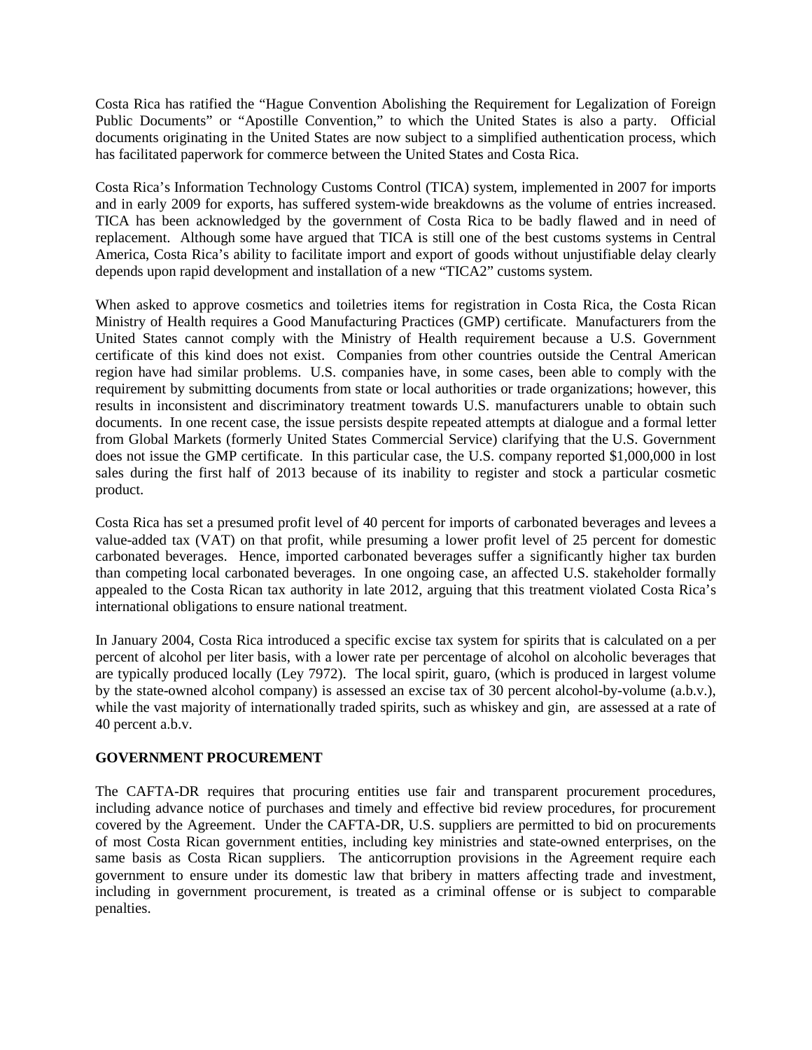Costa Rica has ratified the "Hague Convention Abolishing the Requirement for Legalization of Foreign Public Documents" or "Apostille Convention," to which the United States is also a party. Official documents originating in the United States are now subject to a simplified authentication process, which has facilitated paperwork for commerce between the United States and Costa Rica.

Costa Rica's Information Technology Customs Control (TICA) system, implemented in 2007 for imports and in early 2009 for exports, has suffered system-wide breakdowns as the volume of entries increased. TICA has been acknowledged by the government of Costa Rica to be badly flawed and in need of replacement. Although some have argued that TICA is still one of the best customs systems in Central America, Costa Rica's ability to facilitate import and export of goods without unjustifiable delay clearly depends upon rapid development and installation of a new "TICA2" customs system.

When asked to approve cosmetics and toiletries items for registration in Costa Rica, the Costa Rican Ministry of Health requires a Good Manufacturing Practices (GMP) certificate. Manufacturers from the United States cannot comply with the Ministry of Health requirement because a U.S. Government certificate of this kind does not exist. Companies from other countries outside the Central American region have had similar problems. U.S. companies have, in some cases, been able to comply with the requirement by submitting documents from state or local authorities or trade organizations; however, this results in inconsistent and discriminatory treatment towards U.S. manufacturers unable to obtain such documents. In one recent case, the issue persists despite repeated attempts at dialogue and a formal letter from Global Markets (formerly United States Commercial Service) clarifying that the U.S. Government does not issue the GMP certificate. In this particular case, the U.S. company reported $1,000,000 in lost sales during the first half of 2013 because of its inability to register and stock a particular cosmetic product.

Costa Rica has set a presumed profit level of 40 percent for imports of carbonated beverages and levees a value-added tax (VAT) on that profit, while presuming a lower profit level of 25 percent for domestic carbonated beverages. Hence, imported carbonated beverages suffer a significantly higher tax burden than competing local carbonated beverages. In one ongoing case, an affected U.S. stakeholder formally appealed to the Costa Rican tax authority in late 2012, arguing that this treatment violated Costa Rica's international obligations to ensure national treatment.

In January 2004, Costa Rica introduced a specific excise tax system for spirits that is calculated on a per percent of alcohol per liter basis, with a lower rate per percentage of alcohol on alcoholic beverages that are typically produced locally (Ley 7972). The local spirit, guaro, (which is produced in largest volume by the state-owned alcohol company) is assessed an excise tax of 30 percent alcohol-by-volume (a.b.v.), while the vast majority of internationally traded spirits, such as whiskey and gin, are assessed at a rate of 40 percent a.b.v.

**GOVERNMENT PROCUREMENT**

The CAFTA-DR requires that procuring entities use fair and transparent procurement procedures, including advance notice of purchases and timely and effective bid review procedures, for procurement covered by the Agreement. Under the CAFTA-DR, U.S. suppliers are permitted to bid on procurements of most Costa Rican government entities, including key ministries and state-owned enterprises, on the same basis as Costa Rican suppliers. The anticorruption provisions in the Agreement require each government to ensure under its domestic law that bribery in matters affecting trade and investment, including in government procurement, is treated as a criminal offense or is subject to comparable penalties.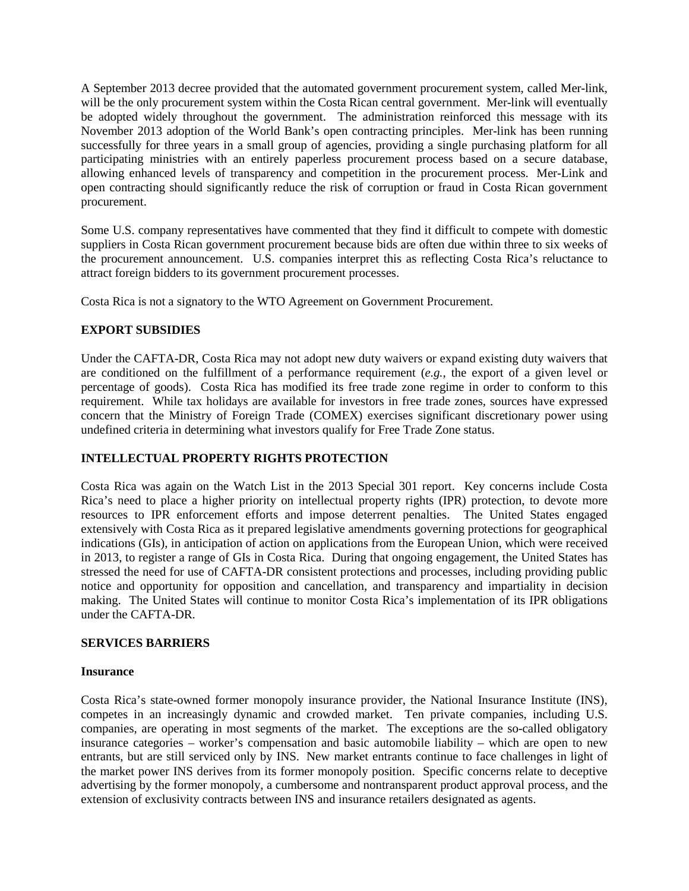A September 2013 decree provided that the automated government procurement system, called Mer-link, will be the only procurement system within the Costa Rican central government. Mer-link will eventually be adopted widely throughout the government. The administration reinforced this message with its November 2013 adoption of the World Bank's open contracting principles. Mer-link has been running successfully for three years in a small group of agencies, providing a single purchasing platform for all participating ministries with an entirely paperless procurement process based on a secure database, allowing enhanced levels of transparency and competition in the procurement process. Mer-Link and open contracting should significantly reduce the risk of corruption or fraud in Costa Rican government procurement.

Some U.S. company representatives have commented that they find it difficult to compete with domestic suppliers in Costa Rican government procurement because bids are often due within three to six weeks of the procurement announcement. U.S. companies interpret this as reflecting Costa Rica's reluctance to attract foreign bidders to its government procurement processes.

Costa Rica is not a signatory to the WTO Agreement on Government Procurement.

## EXPORT SUBSIDIES

Under the CAFTA-DR, Costa Rica may not adopt new duty waivers or expand existing duty waivers that are conditioned on the fulfillment of a performance requirement (*e.g.*, the export of a given level or percentage of goods). Costa Rica has modified its free trade zone regime in order to conform to this requirement. While tax holidays are available for investors in free trade zones, sources have expressed concern that the Ministry of Foreign Trade (COMEX) exercises significant discretionary power using undefined criteria in determining what investors qualify for Free Trade Zone status.

## INTELLECTUAL PROPERTY RIGHTS PROTECTION

Costa Rica was again on the Watch List in the 2013 Special 301 report. Key concerns include Costa Rica's need to place a higher priority on intellectual property rights (IPR) protection, to devote more resources to IPR enforcement efforts and impose deterrent penalties. The United States engaged extensively with Costa Rica as it prepared legislative amendments governing protections for geographical indications (GIs), in anticipation of action on applications from the European Union, which were received in 2013, to register a range of GIs in Costa Rica. During that ongoing engagement, the United States has stressed the need for use of CAFTA-DR consistent protections and processes, including providing public notice and opportunity for opposition and cancellation, and transparency and impartiality in decision making. The United States will continue to monitor Costa Rica's implementation of its IPR obligations under the CAFTA-DR.

## SERVICES BARRIERS

### Insurance

Costa Rica's state-owned former monopoly insurance provider, the National Insurance Institute (INS), competes in an increasingly dynamic and crowded market. Ten private companies, including U.S. companies, are operating in most segments of the market. The exceptions are the so-called obligatory insurance categories – worker's compensation and basic automobile liability – which are open to new entrants, but are still serviced only by INS. New market entrants continue to face challenges in light of the market power INS derives from its former monopoly position. Specific concerns relate to deceptive advertising by the former monopoly, a cumbersome and nontransparent product approval process, and the extension of exclusivity contracts between INS and insurance retailers designated as agents.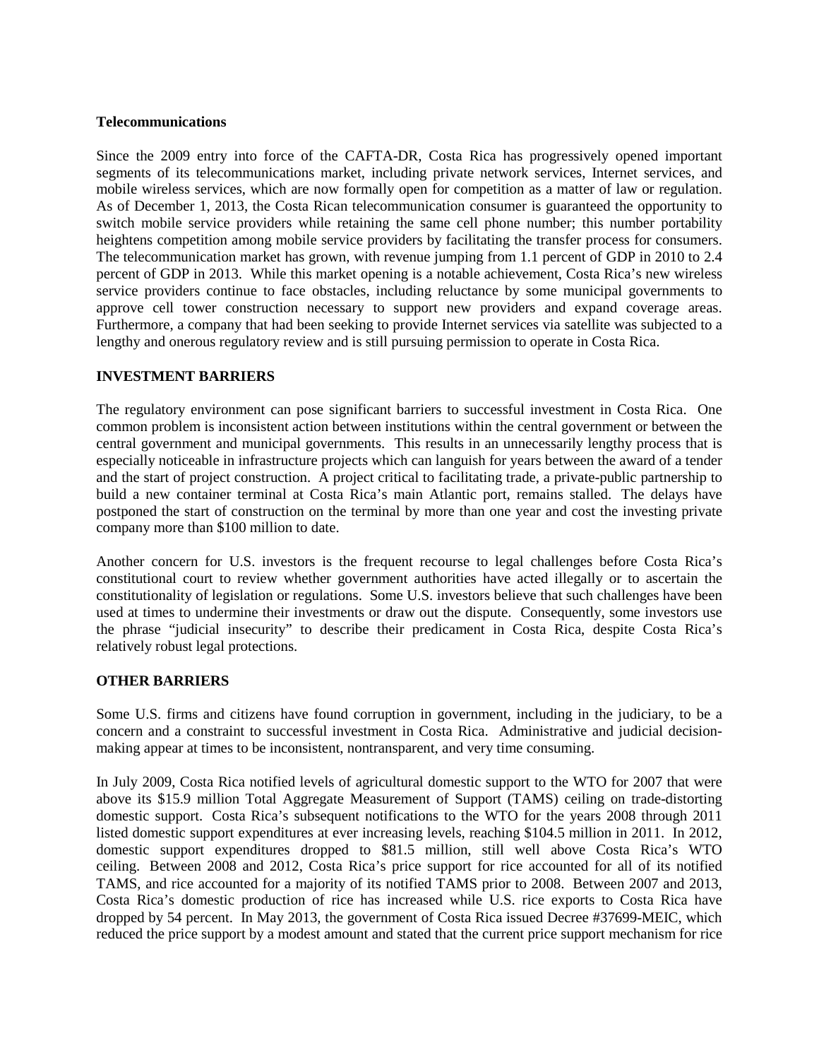**Telecommunications**

Since the 2009 entry into force of the CAFTA-DR, Costa Rica has progressively opened important segments of its telecommunications market, including private network services, Internet services, and mobile wireless services, which are now formally open for competition as a matter of law or regulation. As of December 1, 2013, the Costa Rican telecommunication consumer is guaranteed the opportunity to switch mobile service providers while retaining the same cell phone number; this number portability heightens competition among mobile service providers by facilitating the transfer process for consumers. The telecommunication market has grown, with revenue jumping from 1.1 percent of GDP in 2010 to 2.4 percent of GDP in 2013. While this market opening is a notable achievement, Costa Rica's new wireless service providers continue to face obstacles, including reluctance by some municipal governments to approve cell tower construction necessary to support new providers and expand coverage areas. Furthermore, a company that had been seeking to provide Internet services via satellite was subjected to a lengthy and onerous regulatory review and is still pursuing permission to operate in Costa Rica.

## INVESTMENT BARRIERS

The regulatory environment can pose significant barriers to successful investment in Costa Rica. One common problem is inconsistent action between institutions within the central government or between the central government and municipal governments. This results in an unnecessarily lengthy process that is especially noticeable in infrastructure projects which can languish for years between the award of a tender and the start of project construction. A project critical to facilitating trade, a private-public partnership to build a new container terminal at Costa Rica's main Atlantic port, remains stalled. The delays have postponed the start of construction on the terminal by more than one year and cost the investing private company more than $100 million to date.

Another concern for U.S. investors is the frequent recourse to legal challenges before Costa Rica's constitutional court to review whether government authorities have acted illegally or to ascertain the constitutionality of legislation or regulations. Some U.S. investors believe that such challenges have been used at times to undermine their investments or draw out the dispute. Consequently, some investors use the phrase "judicial insecurity" to describe their predicament in Costa Rica, despite Costa Rica's relatively robust legal protections.

## OTHER BARRIERS

Some U.S. firms and citizens have found corruption in government, including in the judiciary, to be a concern and a constraint to successful investment in Costa Rica. Administrative and judicial decision-making appear at times to be inconsistent, nontransparent, and very time consuming.

In July 2009, Costa Rica notified levels of agricultural domestic support to the WTO for 2007 that were above its $15.9 million Total Aggregate Measurement of Support (TAMS) ceiling on trade-distorting domestic support. Costa Rica's subsequent notifications to the WTO for the years 2008 through 2011 listed domestic support expenditures at ever increasing levels, reaching $104.5 million in 2011. In 2012, domestic support expenditures dropped to $81.5 million, still well above Costa Rica's WTO ceiling. Between 2008 and 2012, Costa Rica's price support for rice accounted for all of its notified TAMS, and rice accounted for a majority of its notified TAMS prior to 2008. Between 2007 and 2013, Costa Rica's domestic production of rice has increased while U.S. rice exports to Costa Rica have dropped by 54 percent. In May 2013, the government of Costa Rica issued Decree #37699-MEIC, which reduced the price support by a modest amount and stated that the current price support mechanism for rice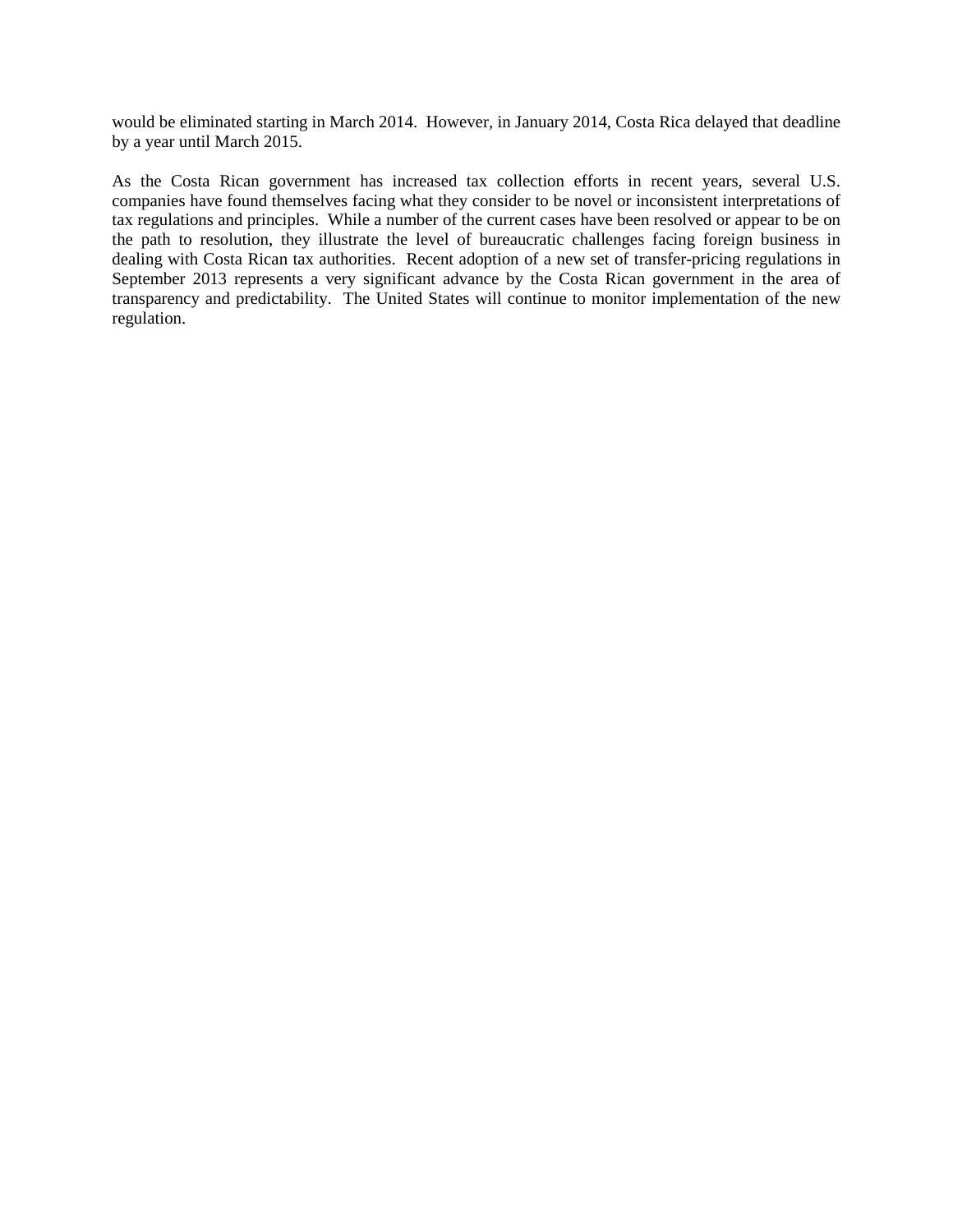would be eliminated starting in March 2014. However, in January 2014, Costa Rica delayed that deadline by a year until March 2015.

As the Costa Rican government has increased tax collection efforts in recent years, several U.S. companies have found themselves facing what they consider to be novel or inconsistent interpretations of tax regulations and principles. While a number of the current cases have been resolved or appear to be on the path to resolution, they illustrate the level of bureaucratic challenges facing foreign business in dealing with Costa Rican tax authorities. Recent adoption of a new set of transfer-pricing regulations in September 2013 represents a very significant advance by the Costa Rican government in the area of transparency and predictability. The United States will continue to monitor implementation of the new regulation.